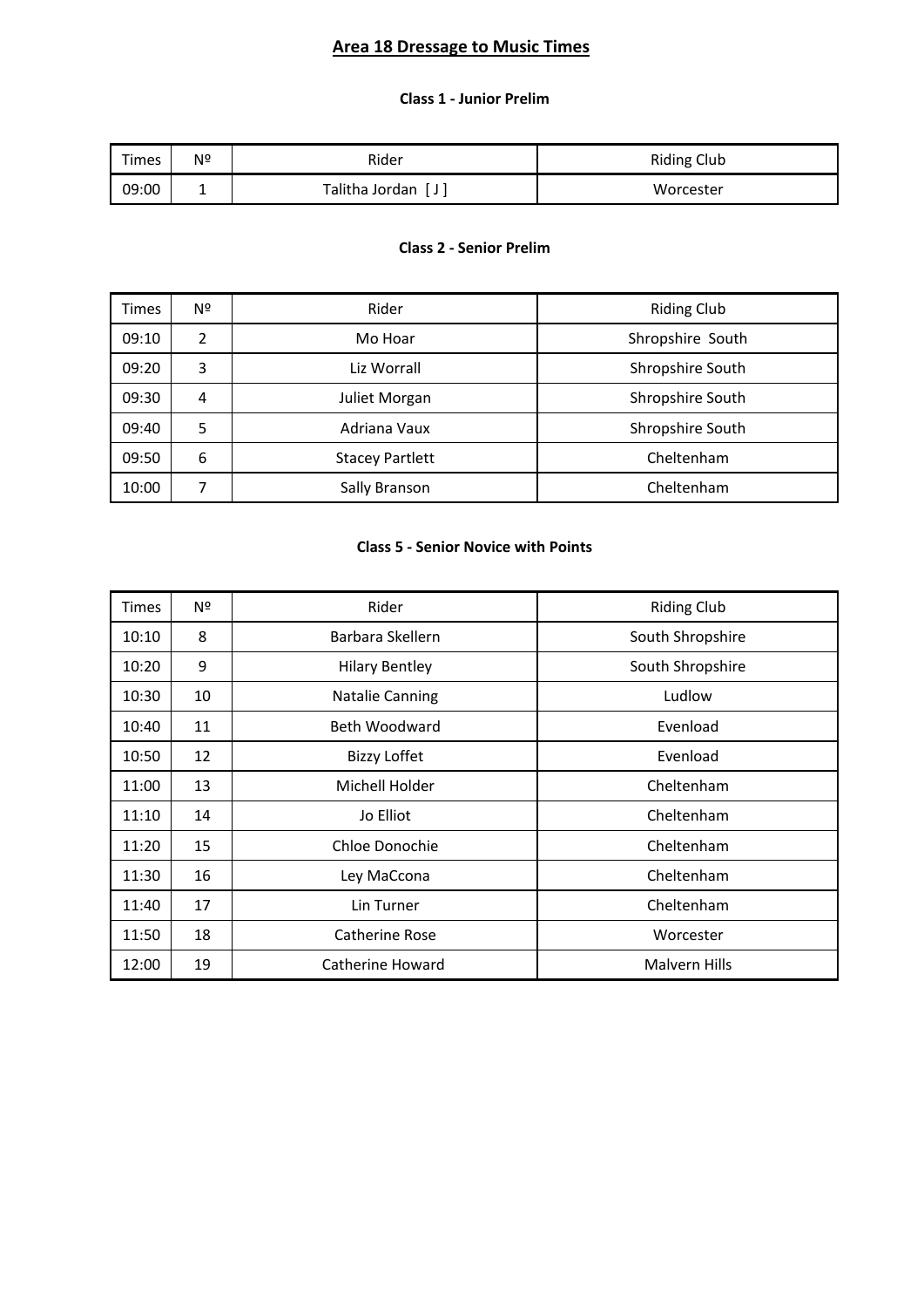# Area 18 Dressage to Music Times

### Class 1 - Junior Prelim

| Times | Nº | Rider | Riding Club |
|---|---|---|---|
| 09:00 | 1 | Talitha Jordan [ J ] | Worcester |

### Class 2 - Senior Prelim

| Times | Nº | Rider | Riding Club |
|---|---|---|---|
| 09:10 | 2 | Mo Hoar | Shropshire South |
| 09:20 | 3 | Liz Worrall | Shropshire South |
| 09:30 | 4 | Juliet Morgan | Shropshire South |
| 09:40 | 5 | Adriana Vaux | Shropshire South |
| 09:50 | 6 | Stacey Partlett | Cheltenham |
| 10:00 | 7 | Sally Branson | Cheltenham |

### Class 5 - Senior Novice with Points

| Times | Nº | Rider | Riding Club |
|---|---|---|---|
| 10:10 | 8 | Barbara Skellern | South Shropshire |
| 10:20 | 9 | Hilary Bentley | South Shropshire |
| 10:30 | 10 | Natalie Canning | Ludlow |
| 10:40 | 11 | Beth Woodward | Evenload |
| 10:50 | 12 | Bizzy Loffet | Evenload |
| 11:00 | 13 | Michell Holder | Cheltenham |
| 11:10 | 14 | Jo Elliot | Cheltenham |
| 11:20 | 15 | Chloe Donochie | Cheltenham |
| 11:30 | 16 | Ley MaCcona | Cheltenham |
| 11:40 | 17 | Lin Turner | Cheltenham |
| 11:50 | 18 | Catherine Rose | Worcester |
| 12:00 | 19 | Catherine Howard | Malvern Hills |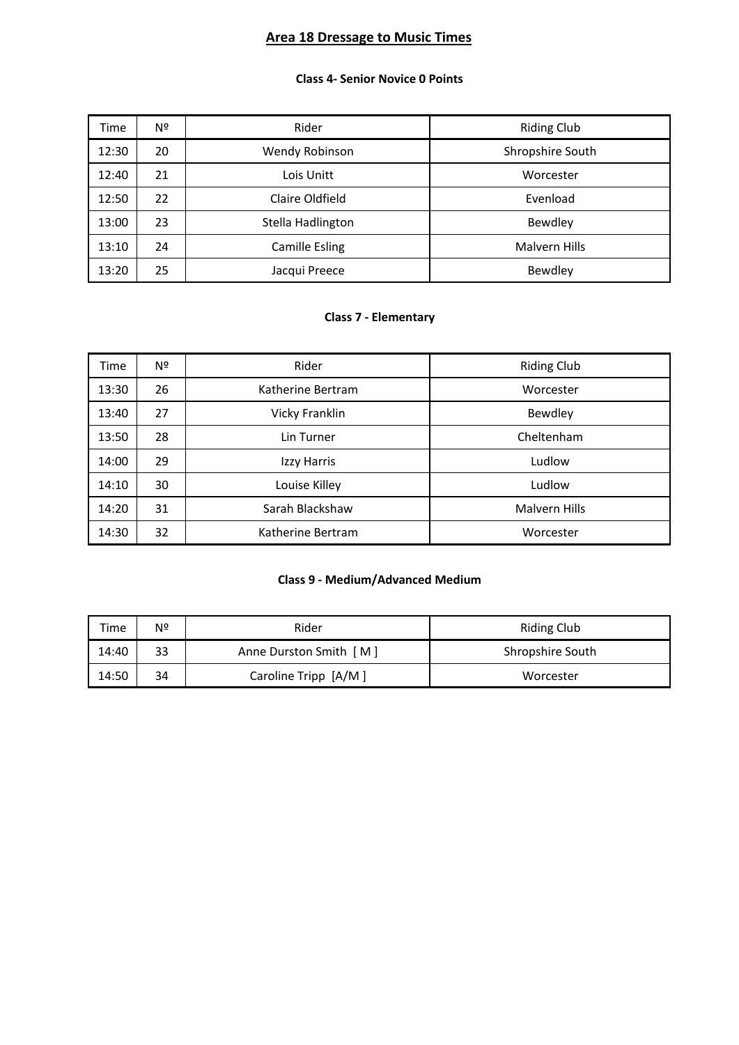# Area 18 Dressage to Music Times

### Class 4- Senior Novice 0 Points

| Time | Nº | Rider | Riding Club |
|---|---|---|---|
| 12:30 | 20 | Wendy Robinson | Shropshire South |
| 12:40 | 21 | Lois Unitt | Worcester |
| 12:50 | 22 | Claire Oldfield | Evenload |
| 13:00 | 23 | Stella Hadlington | Bewdley |
| 13:10 | 24 | Camille Esling | Malvern Hills |
| 13:20 | 25 | Jacqui Preece | Bewdley |

### Class 7 - Elementary

| Time | Nº | Rider | Riding Club |
|---|---|---|---|
| 13:30 | 26 | Katherine Bertram | Worcester |
| 13:40 | 27 | Vicky Franklin | Bewdley |
| 13:50 | 28 | Lin Turner | Cheltenham |
| 14:00 | 29 | Izzy Harris | Ludlow |
| 14:10 | 30 | Louise Killey | Ludlow |
| 14:20 | 31 | Sarah Blackshaw | Malvern Hills |
| 14:30 | 32 | Katherine Bertram | Worcester |

### Class 9 - Medium/Advanced Medium

| Time | Nº | Rider | Riding Club |
|---|---|---|---|
| 14:40 | 33 | Anne Durston Smith [ M ] | Shropshire South |
| 14:50 | 34 | Caroline Tripp [A/M ] | Worcester |